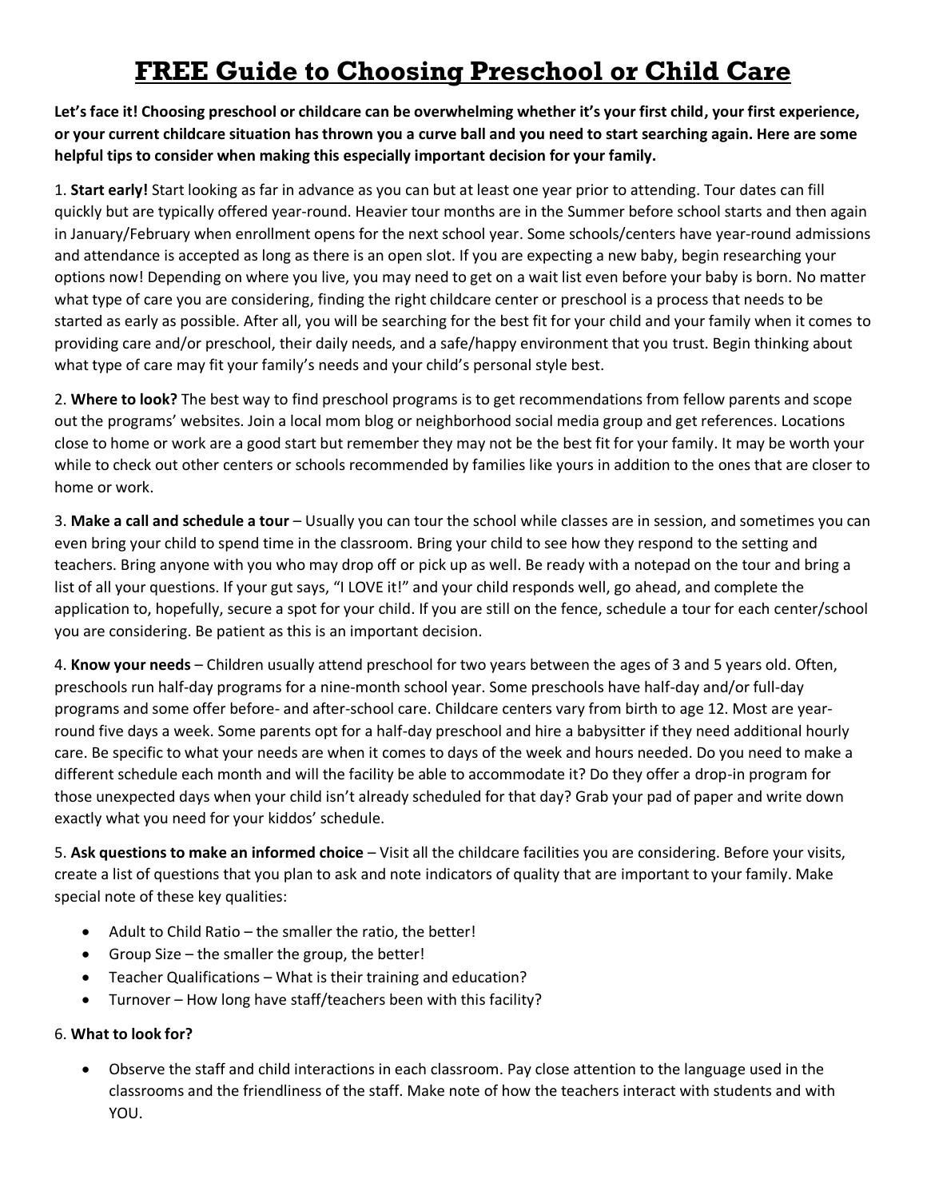# FREE Guide to Choosing Preschool or Child Care

**Let's face it! Choosing preschool or childcare can be overwhelming whether it's your first child, your first experience, or your current childcare situation has thrown you a curve ball and you need to start searching again. Here are some helpful tips to consider when making this especially important decision for your family.**

1. **Start early!** Start looking as far in advance as you can but at least one year prior to attending. Tour dates can fill quickly but are typically offered year-round. Heavier tour months are in the Summer before school starts and then again in January/February when enrollment opens for the next school year. Some schools/centers have year-round admissions and attendance is accepted as long as there is an open slot. If you are expecting a new baby, begin researching your options now! Depending on where you live, you may need to get on a wait list even before your baby is born. No matter what type of care you are considering, finding the right childcare center or preschool is a process that needs to be started as early as possible. After all, you will be searching for the best fit for your child and your family when it comes to providing care and/or preschool, their daily needs, and a safe/happy environment that you trust. Begin thinking about what type of care may fit your family's needs and your child's personal style best.

2. **Where to look?** The best way to find preschool programs is to get recommendations from fellow parents and scope out the programs' websites. Join a local mom blog or neighborhood social media group and get references. Locations close to home or work are a good start but remember they may not be the best fit for your family. It may be worth your while to check out other centers or schools recommended by families like yours in addition to the ones that are closer to home or work.

3. **Make a call and schedule a tour** – Usually you can tour the school while classes are in session, and sometimes you can even bring your child to spend time in the classroom. Bring your child to see how they respond to the setting and teachers. Bring anyone with you who may drop off or pick up as well. Be ready with a notepad on the tour and bring a list of all your questions. If your gut says, "I LOVE it!" and your child responds well, go ahead, and complete the application to, hopefully, secure a spot for your child. If you are still on the fence, schedule a tour for each center/school you are considering. Be patient as this is an important decision.

4. **Know your needs** – Children usually attend preschool for two years between the ages of 3 and 5 years old. Often, preschools run half-day programs for a nine-month school year. Some preschools have half-day and/or full-day programs and some offer before- and after-school care. Childcare centers vary from birth to age 12. Most are year-round five days a week. Some parents opt for a half-day preschool and hire a babysitter if they need additional hourly care. Be specific to what your needs are when it comes to days of the week and hours needed. Do you need to make a different schedule each month and will the facility be able to accommodate it? Do they offer a drop-in program for those unexpected days when your child isn't already scheduled for that day? Grab your pad of paper and write down exactly what you need for your kiddos' schedule.

5. **Ask questions to make an informed choice** – Visit all the childcare facilities you are considering. Before your visits, create a list of questions that you plan to ask and note indicators of quality that are important to your family. Make special note of these key qualities:

- Adult to Child Ratio – the smaller the ratio, the better!
- Group Size – the smaller the group, the better!
- Teacher Qualifications – What is their training and education?
- Turnover – How long have staff/teachers been with this facility?

6. **What to look for?**

- Observe the staff and child interactions in each classroom. Pay close attention to the language used in the classrooms and the friendliness of the staff. Make note of how the teachers interact with students and with YOU.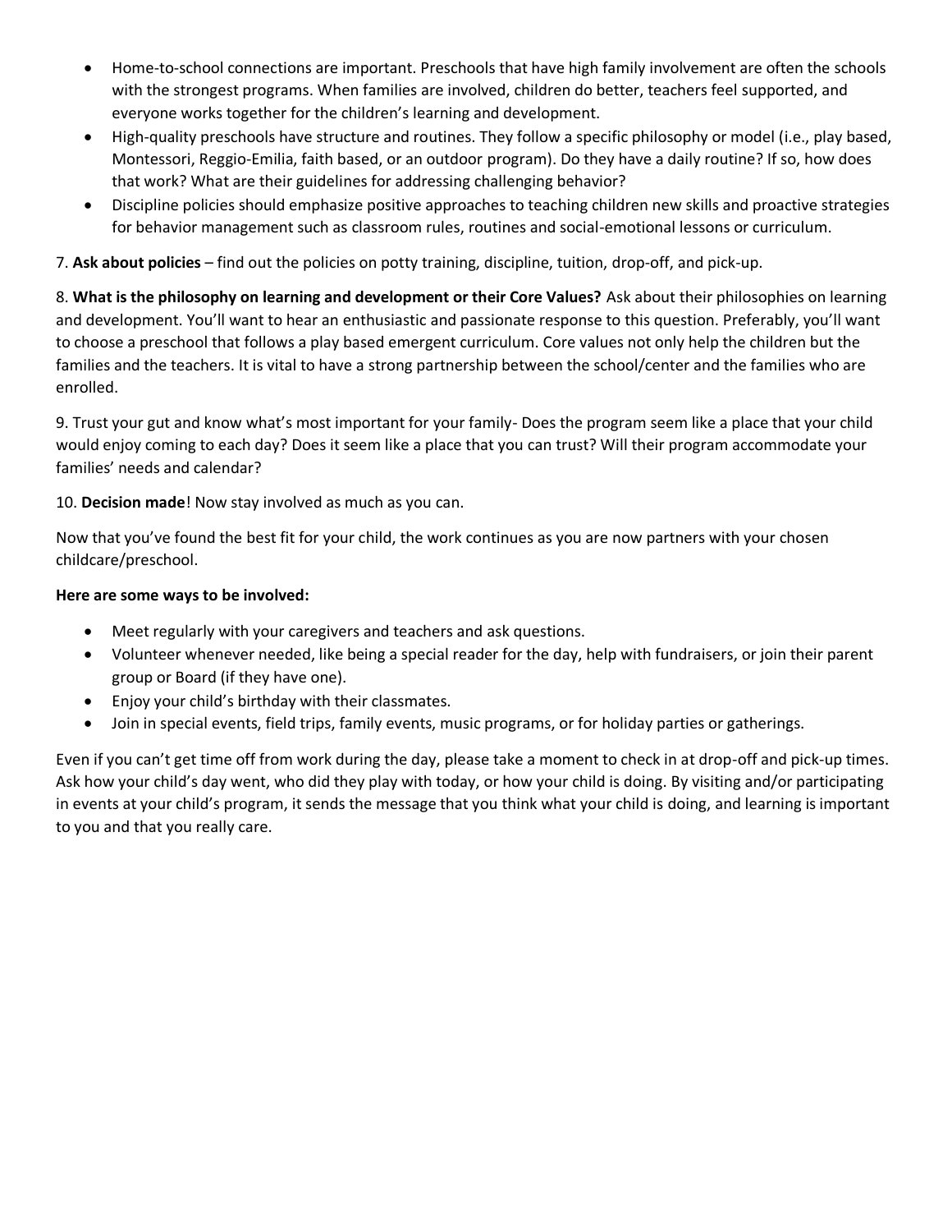- Home-to-school connections are important. Preschools that have high family involvement are often the schools with the strongest programs. When families are involved, children do better, teachers feel supported, and everyone works together for the children's learning and development.
- High-quality preschools have structure and routines. They follow a specific philosophy or model (i.e., play based, Montessori, Reggio-Emilia, faith based, or an outdoor program). Do they have a daily routine? If so, how does that work? What are their guidelines for addressing challenging behavior?
- Discipline policies should emphasize positive approaches to teaching children new skills and proactive strategies for behavior management such as classroom rules, routines and social-emotional lessons or curriculum.

7. **Ask about policies** – find out the policies on potty training, discipline, tuition, drop-off, and pick-up.

8. **What is the philosophy on learning and development or their Core Values?** Ask about their philosophies on learning and development. You'll want to hear an enthusiastic and passionate response to this question. Preferably, you'll want to choose a preschool that follows a play based emergent curriculum. Core values not only help the children but the families and the teachers. It is vital to have a strong partnership between the school/center and the families who are enrolled.

9. Trust your gut and know what's most important for your family- Does the program seem like a place that your child would enjoy coming to each day? Does it seem like a place that you can trust? Will their program accommodate your families' needs and calendar?

10. **Decision made**! Now stay involved as much as you can.

Now that you've found the best fit for your child, the work continues as you are now partners with your chosen childcare/preschool.

**Here are some ways to be involved:**

- Meet regularly with your caregivers and teachers and ask questions.
- Volunteer whenever needed, like being a special reader for the day, help with fundraisers, or join their parent group or Board (if they have one).
- Enjoy your child's birthday with their classmates.
- Join in special events, field trips, family events, music programs, or for holiday parties or gatherings.

Even if you can't get time off from work during the day, please take a moment to check in at drop-off and pick-up times. Ask how your child's day went, who did they play with today, or how your child is doing. By visiting and/or participating in events at your child's program, it sends the message that you think what your child is doing, and learning is important to you and that you really care.